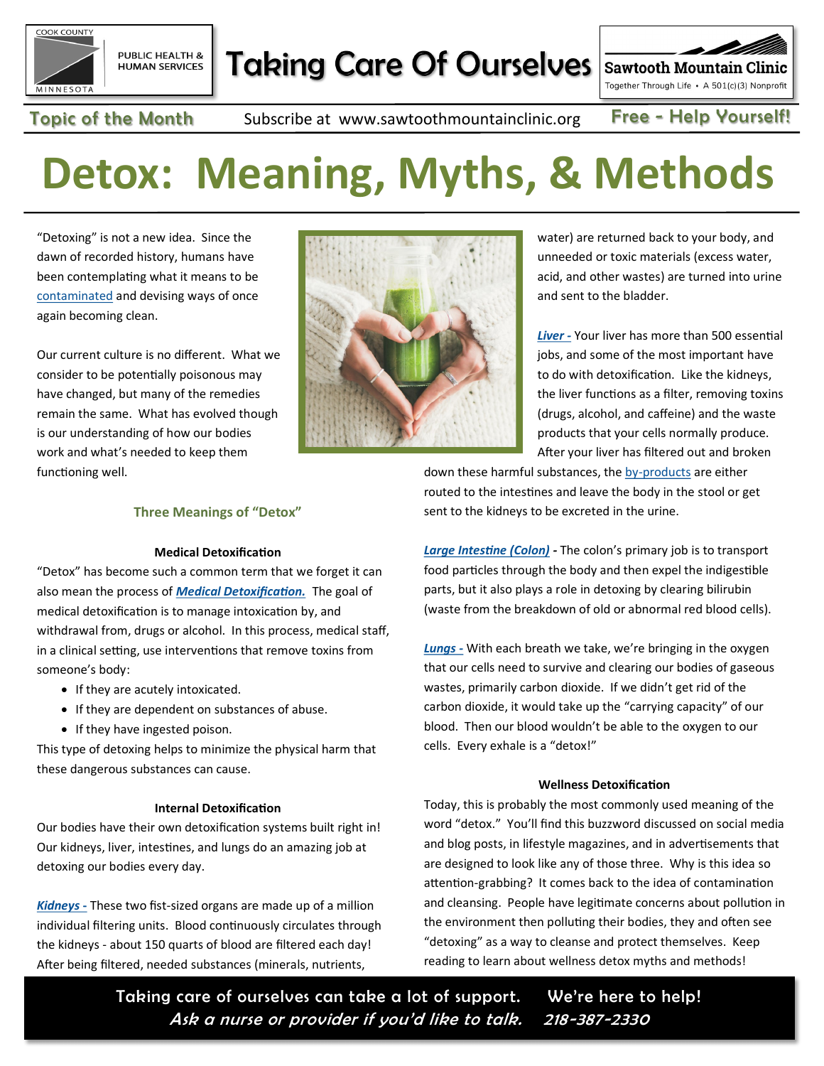Taking Care Of Ourselves

Topic of the Month — Subscribe at www.sawtoothmountainclinic.org — Free - Help Yourself!

# Detox: Meaning, Myths, & Methods

"Detoxing" is not a new idea. Since the dawn of recorded history, humans have been contemplating what it means to be contaminated and devising ways of once again becoming clean.

Our current culture is no different. What we consider to be potentially poisonous may have changed, but many of the remedies remain the same. What has evolved though is our understanding of how our bodies work and what's needed to keep them functioning well.

## Three Meanings of "Detox"

### Medical Detoxification

"Detox" has become such a common term that we forget it can also mean the process of ***Medical Detoxification.*** The goal of medical detoxification is to manage intoxication by, and withdrawal from, drugs or alcohol. In this process, medical staff, in a clinical setting, use interventions that remove toxins from someone's body:

- If they are acutely intoxicated.
- If they are dependent on substances of abuse.
- If they have ingested poison.

This type of detoxing helps to minimize the physical harm that these dangerous substances can cause.

### Internal Detoxification

Our bodies have their own detoxification systems built right in! Our kidneys, liver, intestines, and lungs do an amazing job at detoxing our bodies every day.

***Kidneys -*** These two fist-sized organs are made up of a million individual filtering units. Blood continuously circulates through the kidneys - about 150 quarts of blood are filtered each day! After being filtered, needed substances (minerals, nutrients, water) are returned back to your body, and unneeded or toxic materials (excess water, acid, and other wastes) are turned into urine and sent to the bladder.

***Liver -*** Your liver has more than 500 essential jobs, and some of the most important have to do with detoxification. Like the kidneys, the liver functions as a filter, removing toxins (drugs, alcohol, and caffeine) and the waste products that your cells normally produce. After your liver has filtered out and broken down these harmful substances, the by-products are either routed to the intestines and leave the body in the stool or get sent to the kidneys to be excreted in the urine.

***Large Intestine (Colon) -*** The colon's primary job is to transport food particles through the body and then expel the indigestible parts, but it also plays a role in detoxing by clearing bilirubin (waste from the breakdown of old or abnormal red blood cells).

***Lungs -*** With each breath we take, we're bringing in the oxygen that our cells need to survive and clearing our bodies of gaseous wastes, primarily carbon dioxide. If we didn't get rid of the carbon dioxide, it would take up the "carrying capacity" of our blood. Then our blood wouldn't be able to the oxygen to our cells. Every exhale is a "detox!"

### Wellness Detoxification

Today, this is probably the most commonly used meaning of the word "detox." You'll find this buzzword discussed on social media and blog posts, in lifestyle magazines, and in advertisements that are designed to look like any of those three. Why is this idea so attention-grabbing? It comes back to the idea of contamination and cleansing. People have legitimate concerns about pollution in the environment then polluting their bodies, they and often see "detoxing" as a way to cleanse and protect themselves. Keep reading to learn about wellness detox myths and methods!

Taking care of ourselves can take a lot of support. We're here to help!
*Ask a nurse or provider if you'd like to talk. 218-387-2330*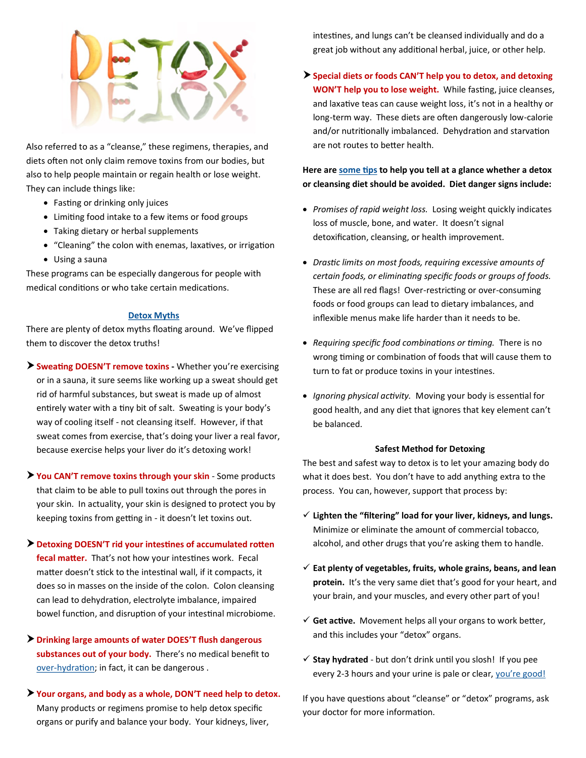# DETOX

Also referred to as a "cleanse," these regimens, therapies, and diets often not only claim remove toxins from our bodies, but also to help people maintain or regain health or lose weight. They can include things like:

- Fasting or drinking only juices
- Limiting food intake to a few items or food groups
- Taking dietary or herbal supplements
- "Cleaning" the colon with enemas, laxatives, or irrigation
- Using a sauna

These programs can be especially dangerous for people with medical conditions or who take certain medications.

## Detox Myths

There are plenty of detox myths floating around. We've flipped them to discover the detox truths!

- **Sweating DOESN'T remove toxins** - Whether you're exercising or in a sauna, it sure seems like working up a sweat should get rid of harmful substances, but sweat is made up of almost entirely water with a tiny bit of salt. Sweating is your body's way of cooling itself - not cleansing itself. However, if that sweat comes from exercise, that's doing your liver a real favor, because exercise helps your liver do it's detoxing work!

- **You CAN'T remove toxins through your skin** - Some products that claim to be able to pull toxins out through the pores in your skin. In actuality, your skin is designed to protect you by keeping toxins from getting in - it doesn't let toxins out.

- **Detoxing DOESN'T rid your intestines of accumulated rotten fecal matter.** That's not how your intestines work. Fecal matter doesn't stick to the intestinal wall, if it compacts, it does so in masses on the inside of the colon. Colon cleansing can lead to dehydration, electrolyte imbalance, impaired bowel function, and disruption of your intestinal microbiome.

- **Drinking large amounts of water DOES'T flush dangerous substances out of your body.** There's no medical benefit to over-hydration; in fact, it can be dangerous .

- **Your organs, and body as a whole, DON'T need help to detox.** Many products or regimens promise to help detox specific organs or purify and balance your body. Your kidneys, liver, intestines, and lungs can't be cleansed individually and do a great job without any additional herbal, juice, or other help.

- **Special diets or foods CAN'T help you to detox, and detoxing WON'T help you to lose weight.** While fasting, juice cleanses, and laxative teas can cause weight loss, it's not in a healthy or long-term way. These diets are often dangerously low-calorie and/or nutritionally imbalanced. Dehydration and starvation are not routes to better health.

**Here are some tips to help you tell at a glance whether a detox or cleansing diet should be avoided. Diet danger signs include:**

- *Promises of rapid weight loss.* Losing weight quickly indicates loss of muscle, bone, and water. It doesn't signal detoxification, cleansing, or health improvement.

- *Drastic limits on most foods, requiring excessive amounts of certain foods, or eliminating specific foods or groups of foods.* These are all red flags! Over-restricting or over-consuming foods or food groups can lead to dietary imbalances, and inflexible menus make life harder than it needs to be.

- *Requiring specific food combinations or timing.* There is no wrong timing or combination of foods that will cause them to turn to fat or produce toxins in your intestines.

- *Ignoring physical activity.* Moving your body is essential for good health, and any diet that ignores that key element can't be balanced.

## Safest Method for Detoxing

The best and safest way to detox is to let your amazing body do what it does best. You don't have to add anything extra to the process. You can, however, support that process by:

- ✓ **Lighten the "filtering" load for your liver, kidneys, and lungs.** Minimize or eliminate the amount of commercial tobacco, alcohol, and other drugs that you're asking them to handle.

- ✓ **Eat plenty of vegetables, fruits, whole grains, beans, and lean protein.** It's the very same diet that's good for your heart, and your brain, and your muscles, and every other part of you!

- ✓ **Get active.** Movement helps all your organs to work better, and this includes your "detox" organs.

- ✓ **Stay hydrated** - but don't drink until you slosh! If you pee every 2-3 hours and your urine is pale or clear, you're good!

If you have questions about "cleanse" or "detox" programs, ask your doctor for more information.